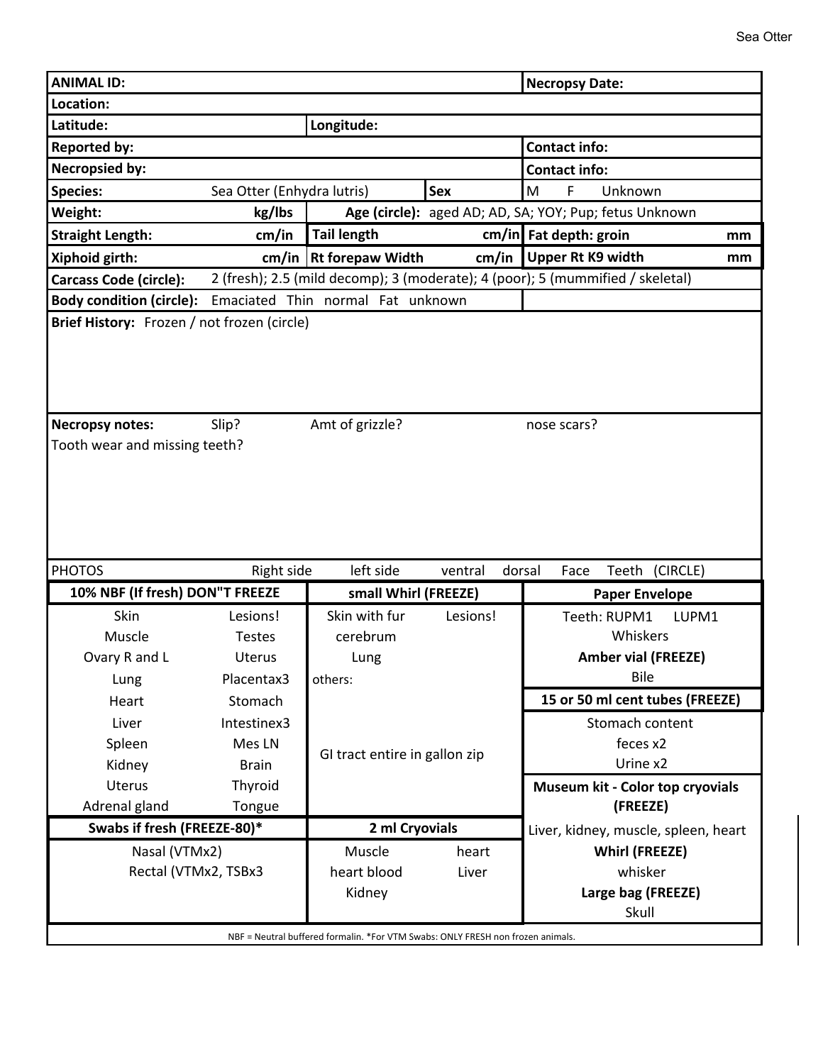Sea Otter

| **ANIMAL ID:** | | | **Necropsy Date:** |
|---|---|---|---|
| **Location:** | | | |
| **Latitude:** | **Longitude:** | | |
| **Reported by:** | | | **Contact info:** |
| **Necropsied by:** | | | **Contact info:** |
| **Species:** Sea Otter (Enhydra lutris) | | **Sex** | M F Unknown |
| **Weight:** kg/lbs | **Age (circle):** aged AD; AD, SA; YOY; Pup; fetus Unknown | | |
| **Straight Length:** cm/in | **Tail length** cm/in | | **Fat depth: groin** mm |
| **Xiphoid girth:** cm/in | **Rt forepaw Width** cm/in | | **Upper Rt K9 width** mm |
| **Carcass Code (circle):** 2 (fresh); 2.5 (mild decomp); 3 (moderate); 4 (poor); 5 (mummified / skeletal) | | | |
| **Body condition (circle):** Emaciated Thin normal Fat unknown | | | |

**Brief History:** Frozen / not frozen (circle)

**Necropsy notes:** Slip? Amt of grizzle? nose scars?

Tooth wear and missing teeth?

PHOTOS Right side left side ventral dorsal Face Teeth (CIRCLE)

| **10% NBF (If fresh) DON"T FREEZE** | | **small Whirl (FREEZE)** | | **Paper Envelope** |
|---|---|---|---|---|
| Skin | Lesions! | Skin with fur | Lesions! | Teeth: RUPM1 LUPM1 |
| Muscle | Testes | cerebrum | | Whiskers |
| Ovary R and L | Uterus | Lung | | **Amber vial (FREEZE)** |
| Lung | Placentax3 | others: | | Bile |
| Heart | Stomach | | | **15 or 50 ml cent tubes (FREEZE)** |
| Liver | Intestinex3 | | | Stomach content |
| Spleen | Mes LN | GI tract entire in gallon zip | | feces x2 |
| Kidney | Brain | | | Urine x2 |
| Uterus | Thyroid | | | **Museum kit - Color top cryovials (FREEZE)** |
| Adrenal gland | Tongue | | | |

| **Swabs if fresh (FREEZE-80)*** | **2 ml Cryovials** | | |
|---|---|---|---|
| Nasal (VTMx2) | Muscle | heart | Liver, kidney, muscle, spleen, heart |
| Rectal (VTMx2, TSBx3) | heart blood | Liver | **Whirl (FREEZE)** |
| | Kidney | | whisker |
| | | | **Large bag (FREEZE)** |
| | | | Skull |

NBF = Neutral buffered formalin. *For VTM Swabs: ONLY FRESH non frozen animals.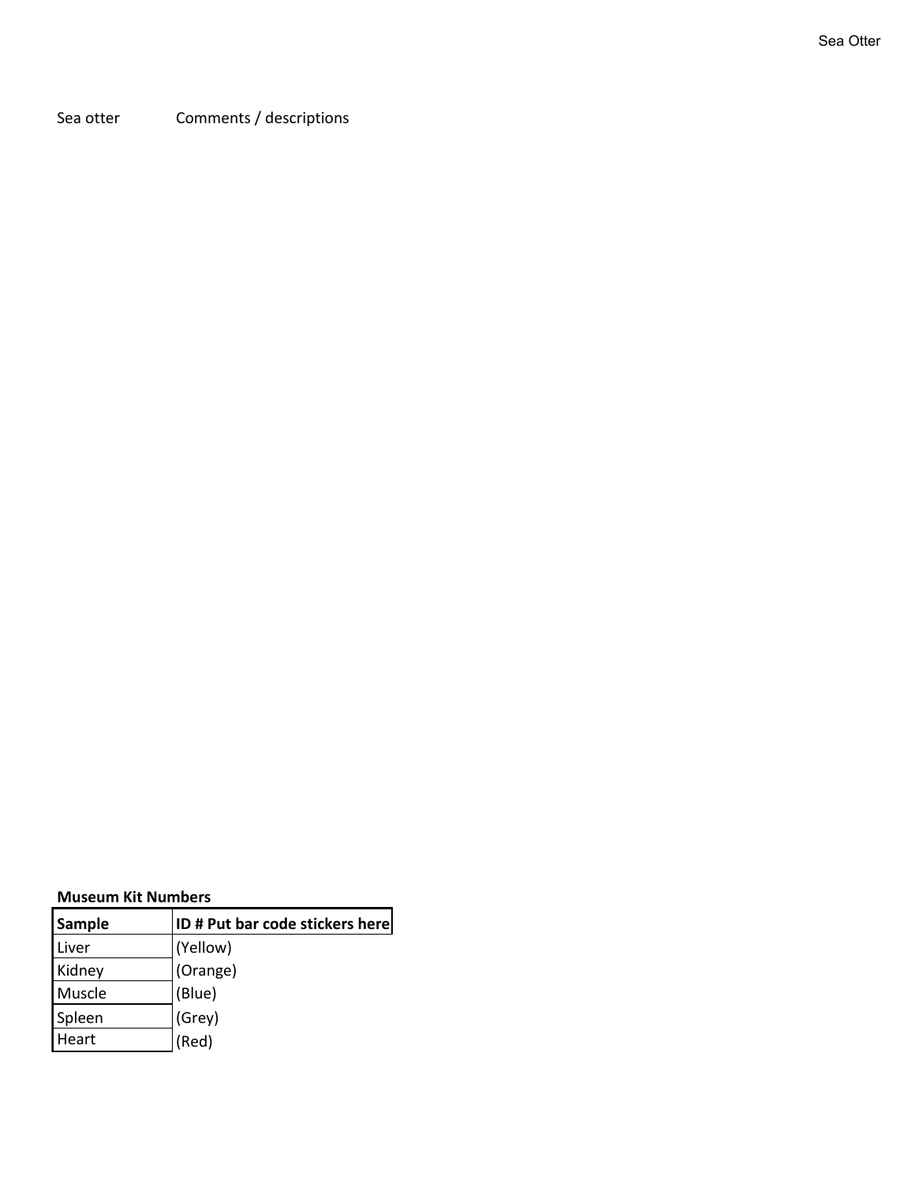Sea otter Comments / descriptions

**Museum Kit Numbers**

| **Sample** | **ID # Put bar code stickers here** |
|---|---|
| Liver | (Yellow) |
| Kidney | (Orange) |
| Muscle | (Blue) |
| Spleen | (Grey) |
| Heart | (Red) |